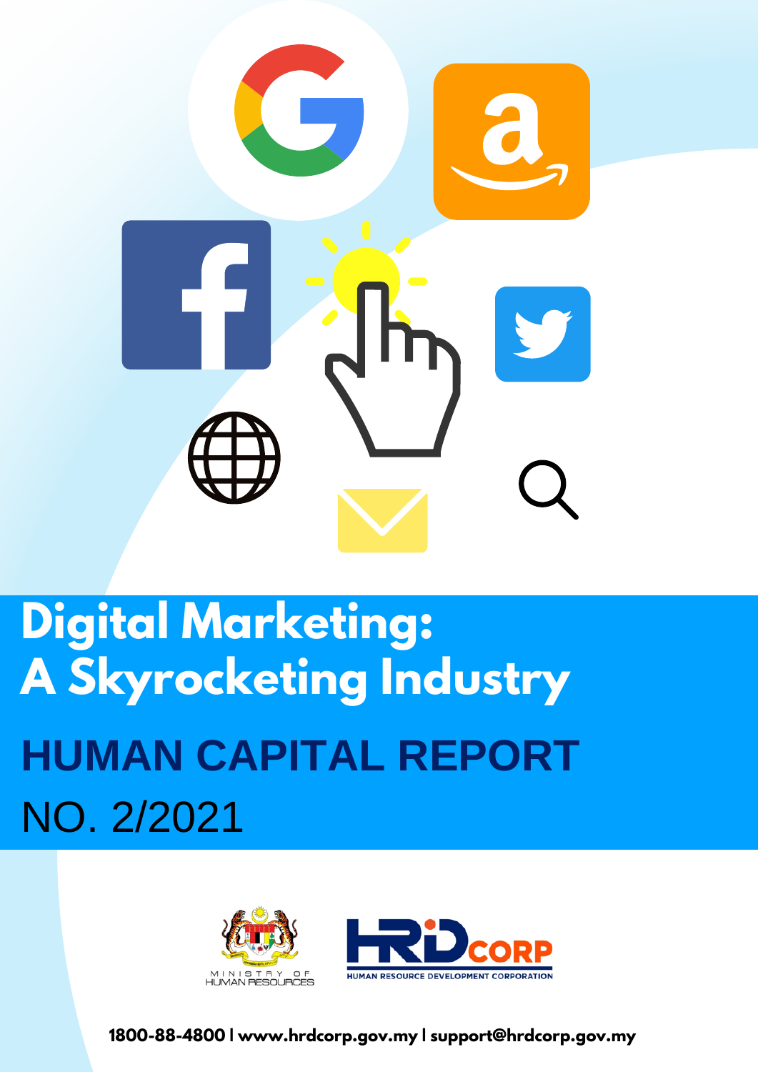# Digital Marketing: A Skyrocketing Industry

## HUMAN CAPITAL REPORT

NO. 2/2021

MINISTRY OF HUMAN RESOURCES

HRD CORP HUMAN RESOURCE DEVELOPMENT CORPORATION

**1800-88-4800 | www.hrdcorp.gov.my | support@hrdcorp.gov.my**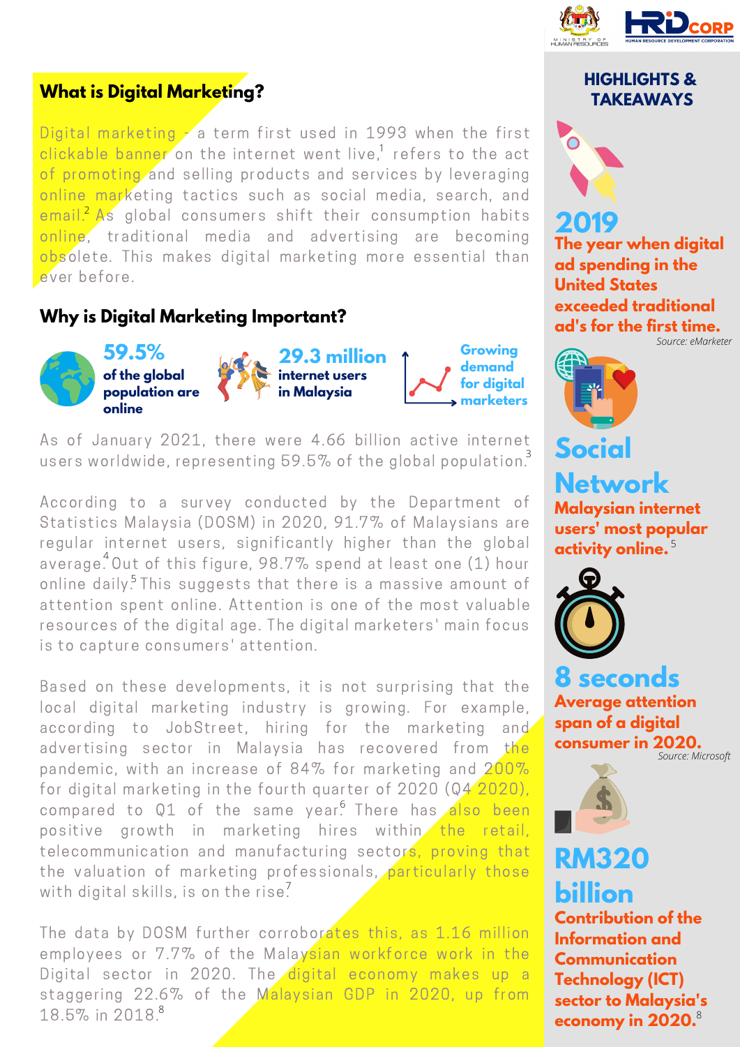## What is Digital Marketing?

Digital marketing - a term first used in 1993 when the first clickable banner on the internet went live,[1] refers to the act of promoting and selling products and services by leveraging online marketing tactics such as social media, search, and email.[2] As global consumers shift their consumption habits online, traditional media and advertising are becoming obsolete. This makes digital marketing more essential than ever before.

## Why is Digital Marketing Important?

**59.5%** **of the global population are online**

**29.3 million** **internet users in Malaysia**

**Growing demand for digital marketers**

As of January 2021, there were 4.66 billion active internet users worldwide, representing 59.5% of the global population.[3]

According to a survey conducted by the Department of Statistics Malaysia (DOSM) in 2020, 91.7% of Malaysians are regular internet users, significantly higher than the global average.[4] Out of this figure, 98.7% spend at least one (1) hour online daily.[5] This suggests that there is a massive amount of attention spent online. Attention is one of the most valuable resources of the digital age. The digital marketers' main focus is to capture consumers' attention.

Based on these developments, it is not surprising that the local digital marketing industry is growing. For example, according to JobStreet, hiring for the marketing and advertising sector in Malaysia has recovered from the pandemic, with an increase of 84% for marketing and 200% for digital marketing in the fourth quarter of 2020 (Q4 2020), compared to Q1 of the same year.[6] There has also been positive growth in marketing hires within the retail, telecommunication and manufacturing sectors, proving that the valuation of marketing professionals, particularly those with digital skills, is on the rise.[7]

The data by DOSM further corroborates this, as 1.16 million employees or 7.7% of the Malaysian workforce work in the Digital sector in 2020. The digital economy makes up a staggering 22.6% of the Malaysian GDP in 2020, up from 18.5% in 2018.[8]

## HIGHLIGHTS & TAKEAWAYS

**2019**
**The year when digital ad spending in the United States exceeded traditional ad's for the first time.**
*Source: eMarketer*

**Social Network**
**Malaysian internet users' most popular activity online.**[5]

**8 seconds**
**Average attention span of a digital consumer in 2020.**
*Source: Microsoft*

**RM320 billion**
**Contribution of the Information and Communication Technology (ICT) sector to Malaysia's economy in 2020.**[8]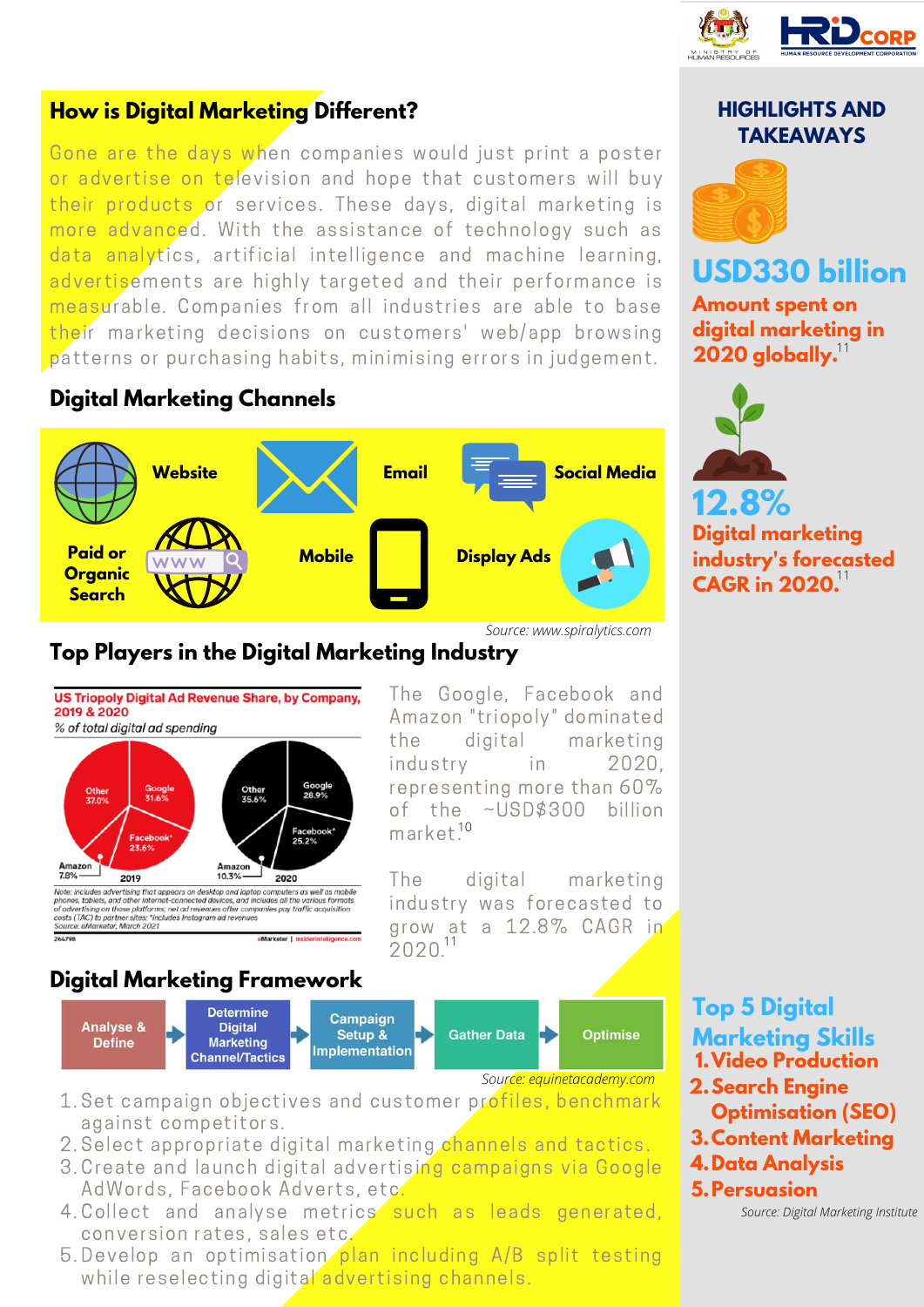## How is Digital Marketing Different?

Gone are the days when companies would just print a poster or advertise on television and hope that customers will buy their products or services. These days, digital marketing is more advanced. With the assistance of technology such as data analytics, artificial intelligence and machine learning, advertisements are highly targeted and their performance is measurable. Companies from all industries are able to base their marketing decisions on customers' web/app browsing patterns or purchasing habits, minimising errors in judgement.

## Digital Marketing Channels

- Website
- Email
- Social Media
- Paid or Organic Search
- Mobile
- Display Ads

*Source: www.spiralytics.com*

## Top Players in the Digital Marketing Industry

**US Triopoly Digital Ad Revenue Share, by Company, 2019 & 2020**
*% of total digital ad spending*

| Company | 2019 | 2020 |
|---|---|---|
| Google | 31.6% | 28.9% |
| Facebook* | 23.6% | 25.2% |
| Amazon | 7.8% | 10.3% |
| Other | 37.0% | 35.6% |

Note: includes advertising that appears on desktop and laptop computers as well as mobile phones, tablets, and other internet-connected devices, and includes all the various formats of advertising on those platforms; net ad revenues after companies pay traffic acquisition costs (TAC) to partner sites; *includes Instagram ad revenues
Source: eMarketer, March 2021

266798 eMarketer | InsiderIntelligence.com

The Google, Facebook and Amazon "triopoly" dominated the digital marketing industry in 2020, representing more than 60% of the ~USD$300 billion market.[10]

The digital marketing industry was forecasted to grow at a 12.8% CAGR in 2020.[11]

## Digital Marketing Framework

Analyse & Define → Determine Digital Marketing Channel/Tactics → Campaign Setup & Implementation → Gather Data → Optimise

*Source: equinetacademy.com*

1. Set campaign objectives and customer profiles, benchmark against competitors.
2. Select appropriate digital marketing channels and tactics.
3. Create and launch digital advertising campaigns via Google AdWords, Facebook Adverts, etc.
4. Collect and analyse metrics such as leads generated, conversion rates, sales etc.
5. Develop an optimisation plan including A/B split testing while reselecting digital advertising channels.

## HIGHLIGHTS AND TAKEAWAYS

**USD330 billion**

**Amount spent on digital marketing in 2020 globally.**[11]

**12.8%**

**Digital marketing industry's forecasted CAGR in 2020.**[11]

### Top 5 Digital Marketing Skills

1. **Video Production**
2. **Search Engine Optimisation (SEO)**
3. **Content Marketing**
4. **Data Analysis**
5. **Persuasion**

*Source: Digital Marketing Institute*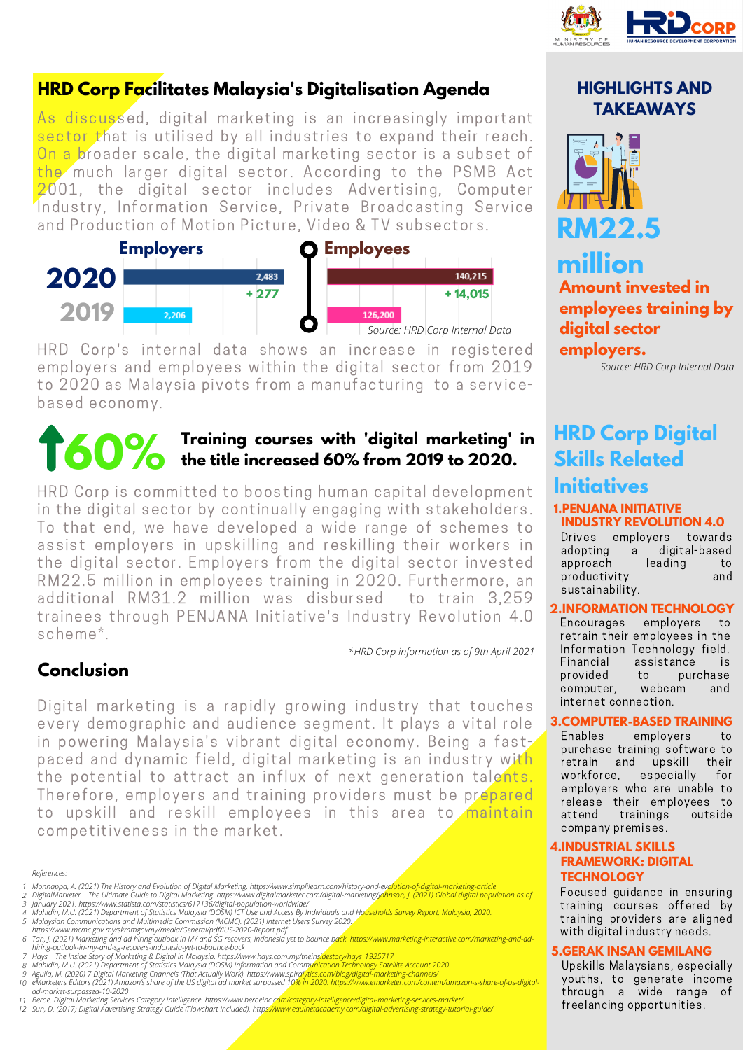## HRD Corp Facilitates Malaysia's Digitalisation Agenda

As discussed, digital marketing is an increasingly important sector that is utilised by all industries to expand their reach. On a broader scale, the digital marketing sector is a subset of the much larger digital sector. According to the PSMB Act 2001, the digital sector includes Advertising, Computer Industry, Information Service, Private Broadcasting Service and Production of Motion Picture, Video & TV subsectors.

Employers

Employees

2020

2019

2,483

+ 277

2,206

140,215

+ 14,015

126,200

Source: HRD Corp Internal Data

HRD Corp's internal data shows an increase in registered employers and employees within the digital sector from 2019 to 2020 as Malaysia pivots from a manufacturing to a service-based economy.

**60%** **Training courses with 'digital marketing' in the title increased 60% from 2019 to 2020.**

HRD Corp is committed to boosting human capital development in the digital sector by continually engaging with stakeholders. To that end, we have developed a wide range of schemes to assist employers in upskilling and reskilling their workers in the digital sector. Employers from the digital sector invested RM22.5 million in employees training in 2020. Furthermore, an additional RM31.2 million was disbursed to train 3,259 trainees through PENJANA Initiative's Industry Revolution 4.0 scheme*.

*\*HRD Corp information as of 9th April 2021*

## Conclusion

Digital marketing is a rapidly growing industry that touches every demographic and audience segment. It plays a vital role in powering Malaysia's vibrant digital economy. Being a fast-paced and dynamic field, digital marketing is an industry with the potential to attract an influx of next generation talents. Therefore, employers and training providers must be prepared to upskill and reskill employees in this area to maintain competitiveness in the market.

*References:*

1. Monnappa, A. (2021) The History and Evolution of Digital Marketing. https://www.simplilearn.com/history-and-evolution-of-digital-marketing-article
2. DigitalMarketer. The Ultimate Guide to Digital Marketing. https://www.digitalmarketer.com/digital-marketing/Johnson, J. (2021) Global digital population as of
3. January 2021. https://www.statista.com/statistics/617136/digital-population-worldwide/
4. Mahidin, M.U. (2021) Department of Statistics Malaysia (DOSM) ICT Use and Access By Individuals and Households Survey Report, Malaysia, 2020.
5. Malaysian Communications and Multimedia Commission (MCMC). (2021) Internet Users Survey 2020. https://www.mcmc.gov.my/skmmgovmy/media/General/pdf/IUS-2020-Report.pdf
6. Tan, J. (2021) Marketing and ad hiring outlook in MY and SG recovers, Indonesia yet to bounce back. https://www.marketing-interactive.com/marketing-and-ad-hiring-outlook-in-my-and-sg-recovers-indonesia-yet-to-bounce-back
7. Hays. The Inside Story of Marketing & Digital in Malaysia. https://www.hays.com.my/theinsidestory/hays_1925717
8. Mahidin, M.U. (2021) Department of Statistics Malaysia (DOSM) Information and Communication Technology Satellite Account 2020
9. Aguilo, M. (2020) 7 Digital Marketing Channels (That Actually Work). https://www.spiralytics.com/blog/digital-marketing-channels/
10. eMarketers Editors (2021) Amazon's share of the US digital ad market surpassed 10% in 2020. https://www.emarketer.com/content/amazon-s-share-of-us-digital-ad-market-surpassed-10-2020
11. Beroe. Digital Marketing Services Category Intelligence. https://www.beroeinc.com/category-intelligence/digital-marketing-services-market/
12. Sun, D. (2017) Digital Advertising Strategy Guide (Flowchart Included). https://www.equinetacademy.com/digital-advertising-strategy-tutorial-guide/

## HIGHLIGHTS AND TAKEAWAYS

**RM22.5 million**

**Amount invested in employees training by digital sector employers.**

*Source: HRD Corp Internal Data*

## HRD Corp Digital Skills Related Initiatives

**1. PENJANA INITIATIVE INDUSTRY REVOLUTION 4.0**

Drives employers towards adopting a digital-based approach leading to productivity and sustainability.

**2. INFORMATION TECHNOLOGY**

Encourages employers to retrain their employees in the Information Technology field. Financial assistance is provided to purchase computer, webcam and internet connection.

**3. COMPUTER-BASED TRAINING**

Enables employers to purchase training software to retrain and upskill their workforce, especially for employers who are unable to release their employees to attend trainings outside company premises.

**4. INDUSTRIAL SKILLS FRAMEWORK: DIGITAL TECHNOLOGY**

Focused guidance in ensuring training courses offered by training providers are aligned with digital industry needs.

**5. GERAK INSAN GEMILANG**

Upskills Malaysians, especially youths, to generate income through a wide range of freelancing opportunities.